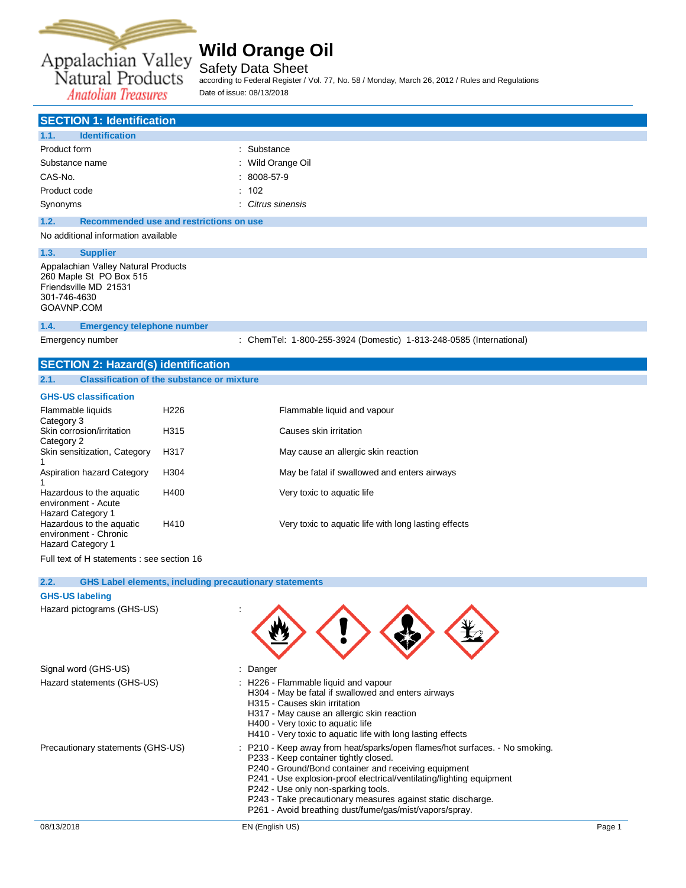# Wild Orange Oil

Safety Data Sheet

according to Federal Register / Vol. 77, No. 58 / Monday, March 26, 2012 / Rules and Regulations

Date of issue: 08/13/2018

## SECTION 1: Identification

### 1.1. Identification

| | |
|---|---|
| Product form | : Substance |
| Substance name | : Wild Orange Oil |
| CAS-No. | : 8008-57-9 |
| Product code | : 102 |
| Synonyms | : *Citrus sinensis* |

### 1.2. Recommended use and restrictions on use

No additional information available

### 1.3. Supplier

Appalachian Valley Natural Products
260 Maple St PO Box 515
Friendsville MD 21531
301-746-4630
GOAVNP.COM

### 1.4. Emergency telephone number

Emergency number : ChemTel: 1-800-255-3924 (Domestic) 1-813-248-0585 (International)

## SECTION 2: Hazard(s) identification

### 2.1. Classification of the substance or mixture

**GHS-US classification**

| | | |
|---|---|---|
| Flammable liquids Category 3 | H226 | Flammable liquid and vapour |
| Skin corrosion/irritation Category 2 | H315 | Causes skin irritation |
| Skin sensitization, Category 1 | H317 | May cause an allergic skin reaction |
| Aspiration hazard Category 1 | H304 | May be fatal if swallowed and enters airways |
| Hazardous to the aquatic environment - Acute Hazard Category 1 | H400 | Very toxic to aquatic life |
| Hazardous to the aquatic environment - Chronic Hazard Category 1 | H410 | Very toxic to aquatic life with long lasting effects |

Full text of H statements : see section 16

### 2.2. GHS Label elements, including precautionary statements

**GHS-US labeling**

Hazard pictograms (GHS-US) :

Signal word (GHS-US) : Danger

Hazard statements (GHS-US) :
- H226 - Flammable liquid and vapour
- H304 - May be fatal if swallowed and enters airways
- H315 - Causes skin irritation
- H317 - May cause an allergic skin reaction
- H400 - Very toxic to aquatic life
- H410 - Very toxic to aquatic life with long lasting effects

Precautionary statements (GHS-US) :
- P210 - Keep away from heat/sparks/open flames/hot surfaces. - No smoking.
- P233 - Keep container tightly closed.
- P240 - Ground/Bond container and receiving equipment
- P241 - Use explosion-proof electrical/ventilating/lighting equipment
- P242 - Use only non-sparking tools.
- P243 - Take precautionary measures against static discharge.
- P261 - Avoid breathing dust/fume/gas/mist/vapors/spray.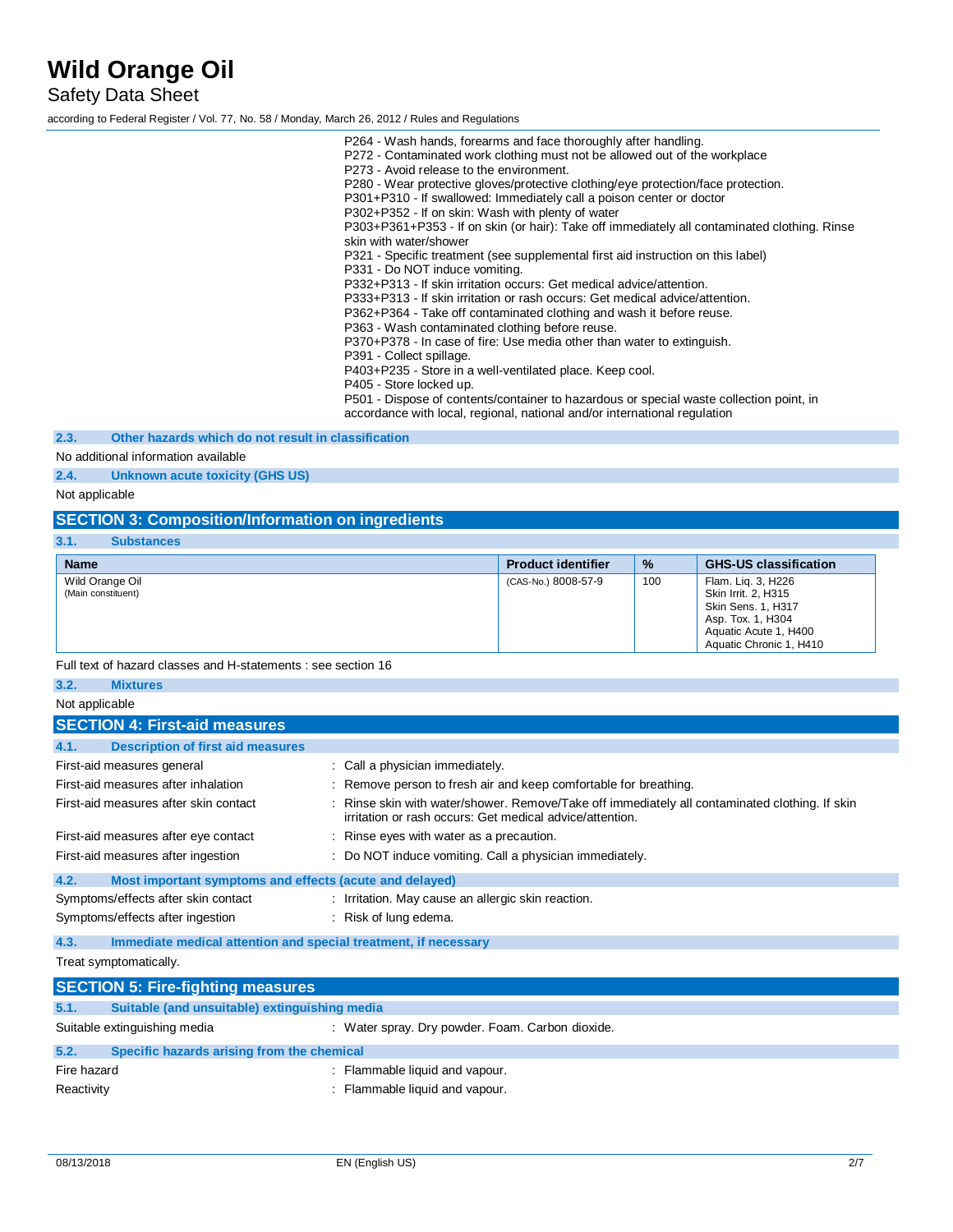P264 - Wash hands, forearms and face thoroughly after handling.
P272 - Contaminated work clothing must not be allowed out of the workplace
P273 - Avoid release to the environment.
P280 - Wear protective gloves/protective clothing/eye protection/face protection.
P301+P310 - If swallowed: Immediately call a poison center or doctor
P302+P352 - If on skin: Wash with plenty of water
P303+P361+P353 - If on skin (or hair): Take off immediately all contaminated clothing. Rinse skin with water/shower
P321 - Specific treatment (see supplemental first aid instruction on this label)
P331 - Do NOT induce vomiting.
P332+P313 - If skin irritation occurs: Get medical advice/attention.
P333+P313 - If skin irritation or rash occurs: Get medical advice/attention.
P362+P364 - Take off contaminated clothing and wash it before reuse.
P363 - Wash contaminated clothing before reuse.
P370+P378 - In case of fire: Use media other than water to extinguish.
P391 - Collect spillage.
P403+P235 - Store in a well-ventilated place. Keep cool.
P405 - Store locked up.
P501 - Dispose of contents/container to hazardous or special waste collection point, in accordance with local, regional, national and/or international regulation

### 2.3. Other hazards which do not result in classification

No additional information available

### 2.4. Unknown acute toxicity (GHS US)

Not applicable

## SECTION 3: Composition/Information on ingredients

### 3.1. Substances

| Name | Product identifier | % | GHS-US classification |
|---|---|---|---|
| Wild Orange Oil (Main constituent) | (CAS-No.) 8008-57-9 | 100 | Flam. Liq. 3, H226<br>Skin Irrit. 2, H315<br>Skin Sens. 1, H317<br>Asp. Tox. 1, H304<br>Aquatic Acute 1, H400<br>Aquatic Chronic 1, H410 |

Full text of hazard classes and H-statements : see section 16

### 3.2. Mixtures

Not applicable

## SECTION 4: First-aid measures

### 4.1. Description of first aid measures

First-aid measures general : Call a physician immediately.

First-aid measures after inhalation : Remove person to fresh air and keep comfortable for breathing.

First-aid measures after skin contact : Rinse skin with water/shower. Remove/Take off immediately all contaminated clothing. If skin irritation or rash occurs: Get medical advice/attention.

First-aid measures after eye contact : Rinse eyes with water as a precaution.

First-aid measures after ingestion : Do NOT induce vomiting. Call a physician immediately.

### 4.2. Most important symptoms and effects (acute and delayed)

Symptoms/effects after skin contact : Irritation. May cause an allergic skin reaction.

Symptoms/effects after ingestion : Risk of lung edema.

### 4.3. Immediate medical attention and special treatment, if necessary

Treat symptomatically.

## SECTION 5: Fire-fighting measures

### 5.1. Suitable (and unsuitable) extinguishing media

Suitable extinguishing media : Water spray. Dry powder. Foam. Carbon dioxide.

### 5.2. Specific hazards arising from the chemical

Fire hazard : Flammable liquid and vapour.

Reactivity : Flammable liquid and vapour.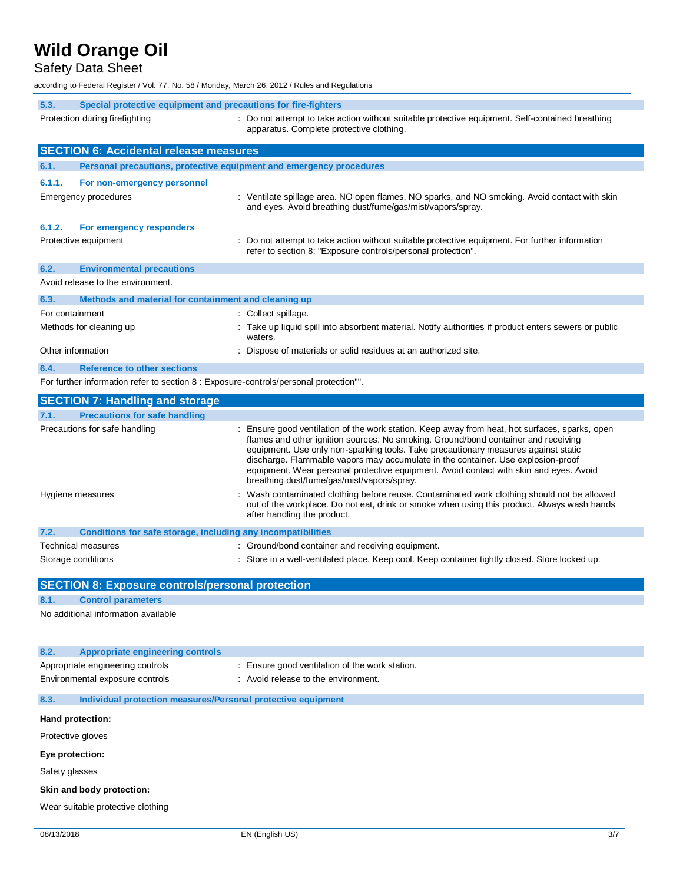### 5.3. Special protective equipment and precautions for fire-fighters

Protection during firefighting : Do not attempt to take action without suitable protective equipment. Self-contained breathing apparatus. Complete protective clothing.

## SECTION 6: Accidental release measures

### 6.1. Personal precautions, protective equipment and emergency procedures

#### 6.1.1. For non-emergency personnel

Emergency procedures : Ventilate spillage area. NO open flames, NO sparks, and NO smoking. Avoid contact with skin and eyes. Avoid breathing dust/fume/gas/mist/vapors/spray.

#### 6.1.2. For emergency responders

Protective equipment : Do not attempt to take action without suitable protective equipment. For further information refer to section 8: "Exposure controls/personal protection".

### 6.2. Environmental precautions

Avoid release to the environment.

### 6.3. Methods and material for containment and cleaning up

For containment : Collect spillage.

Methods for cleaning up : Take up liquid spill into absorbent material. Notify authorities if product enters sewers or public waters.

Other information : Dispose of materials or solid residues at an authorized site.

### 6.4. Reference to other sections

For further information refer to section 8 : Exposure-controls/personal protection"".

## SECTION 7: Handling and storage

### 7.1. Precautions for safe handling

Precautions for safe handling : Ensure good ventilation of the work station. Keep away from heat, hot surfaces, sparks, open flames and other ignition sources. No smoking. Ground/bond container and receiving equipment. Use only non-sparking tools. Take precautionary measures against static discharge. Flammable vapors may accumulate in the container. Use explosion-proof equipment. Wear personal protective equipment. Avoid contact with skin and eyes. Avoid breathing dust/fume/gas/mist/vapors/spray.

Hygiene measures : Wash contaminated clothing before reuse. Contaminated work clothing should not be allowed out of the workplace. Do not eat, drink or smoke when using this product. Always wash hands after handling the product.

### 7.2. Conditions for safe storage, including any incompatibilities

Technical measures : Ground/bond container and receiving equipment.

Storage conditions : Store in a well-ventilated place. Keep cool. Keep container tightly closed. Store locked up.

## SECTION 8: Exposure controls/personal protection

### 8.1. Control parameters

No additional information available

### 8.2. Appropriate engineering controls

Appropriate engineering controls : Ensure good ventilation of the work station.

Environmental exposure controls : Avoid release to the environment.

### 8.3. Individual protection measures/Personal protective equipment

**Hand protection:**

Protective gloves

**Eye protection:**

Safety glasses

**Skin and body protection:**

Wear suitable protective clothing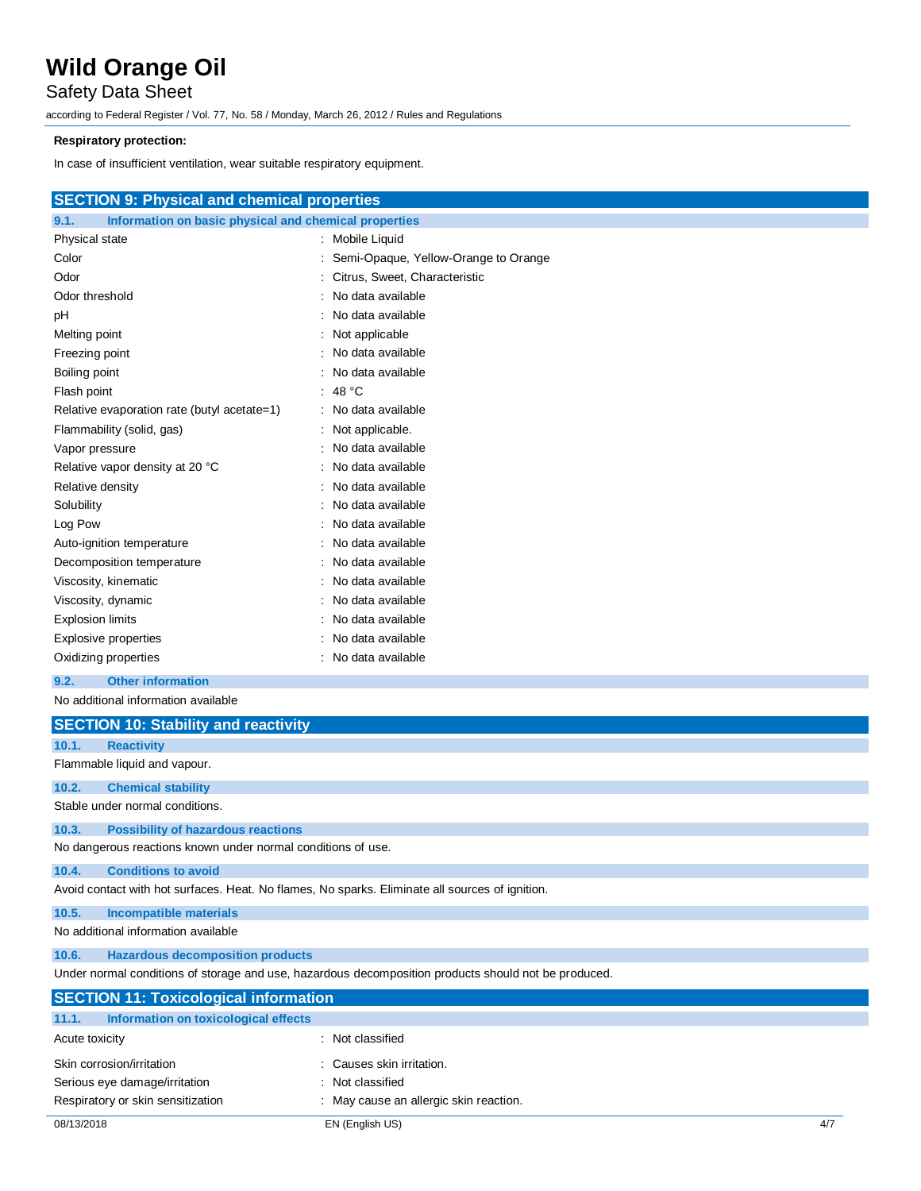**Respiratory protection:**

In case of insufficient ventilation, wear suitable respiratory equipment.

## SECTION 9: Physical and chemical properties

### 9.1. Information on basic physical and chemical properties

| Property | Value |
|---|---|
| Physical state | Mobile Liquid |
| Color | Semi-Opaque, Yellow-Orange to Orange |
| Odor | Citrus, Sweet, Characteristic |
| Odor threshold | No data available |
| pH | No data available |
| Melting point | Not applicable |
| Freezing point | No data available |
| Boiling point | No data available |
| Flash point | 48 °C |
| Relative evaporation rate (butyl acetate=1) | No data available |
| Flammability (solid, gas) | Not applicable. |
| Vapor pressure | No data available |
| Relative vapor density at 20 °C | No data available |
| Relative density | No data available |
| Solubility | No data available |
| Log Pow | No data available |
| Auto-ignition temperature | No data available |
| Decomposition temperature | No data available |
| Viscosity, kinematic | No data available |
| Viscosity, dynamic | No data available |
| Explosion limits | No data available |
| Explosive properties | No data available |
| Oxidizing properties | No data available |

### 9.2. Other information

No additional information available

## SECTION 10: Stability and reactivity

### 10.1. Reactivity

Flammable liquid and vapour.

### 10.2. Chemical stability

Stable under normal conditions.

### 10.3. Possibility of hazardous reactions

No dangerous reactions known under normal conditions of use.

### 10.4. Conditions to avoid

Avoid contact with hot surfaces. Heat. No flames, No sparks. Eliminate all sources of ignition.

### 10.5. Incompatible materials

No additional information available

### 10.6. Hazardous decomposition products

Under normal conditions of storage and use, hazardous decomposition products should not be produced.

## SECTION 11: Toxicological information

### 11.1. Information on toxicological effects

| Effect | Classification |
|---|---|
| Acute toxicity | Not classified |
| Skin corrosion/irritation | Causes skin irritation. |
| Serious eye damage/irritation | Not classified |
| Respiratory or skin sensitization | May cause an allergic skin reaction. |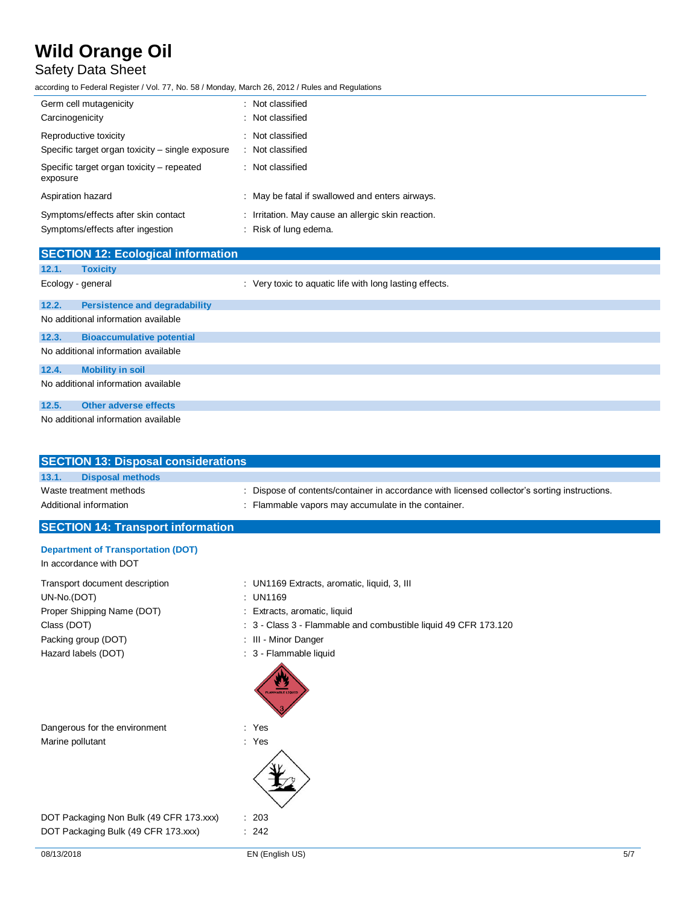| | |
|---|---|
| Germ cell mutagenicity | : Not classified |
| Carcinogenicity | : Not classified |
| Reproductive toxicity | : Not classified |
| Specific target organ toxicity – single exposure | : Not classified |
| Specific target organ toxicity – repeated exposure | : Not classified |
| Aspiration hazard | : May be fatal if swallowed and enters airways. |
| Symptoms/effects after skin contact | : Irritation. May cause an allergic skin reaction. |
| Symptoms/effects after ingestion | : Risk of lung edema. |

## SECTION 12: Ecological information

### 12.1. Toxicity

| | |
|---|---|
| Ecology - general | : Very toxic to aquatic life with long lasting effects. |

### 12.2. Persistence and degradability

No additional information available

### 12.3. Bioaccumulative potential

No additional information available

### 12.4. Mobility in soil

No additional information available

### 12.5. Other adverse effects

No additional information available

## SECTION 13: Disposal considerations

### 13.1. Disposal methods

| | |
|---|---|
| Waste treatment methods | : Dispose of contents/container in accordance with licensed collector's sorting instructions. |
| Additional information | : Flammable vapors may accumulate in the container. |

## SECTION 14: Transport information

### Department of Transportation (DOT)

In accordance with DOT

| | |
|---|---|
| Transport document description | : UN1169 Extracts, aromatic, liquid, 3, III |
| UN-No.(DOT) | : UN1169 |
| Proper Shipping Name (DOT) | : Extracts, aromatic, liquid |
| Class (DOT) | : 3 - Class 3 - Flammable and combustible liquid 49 CFR 173.120 |
| Packing group (DOT) | : III - Minor Danger |
| Hazard labels (DOT) | : 3 - Flammable liquid |
| Dangerous for the environment | : Yes |
| Marine pollutant | : Yes |
| DOT Packaging Non Bulk (49 CFR 173.xxx) | : 203 |
| DOT Packaging Bulk (49 CFR 173.xxx) | : 242 |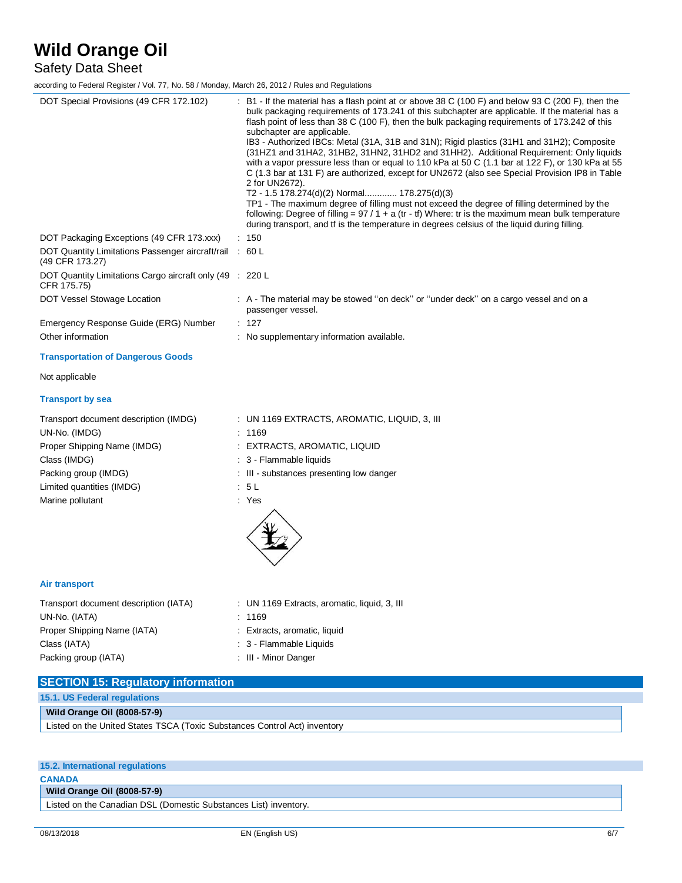| | |
|---|---|
| DOT Special Provisions (49 CFR 172.102) | : B1 - If the material has a flash point at or above 38 C (100 F) and below 93 C (200 F), then the bulk packaging requirements of 173.241 of this subchapter are applicable. If the material has a flash point of less than 38 C (100 F), then the bulk packaging requirements of 173.242 of this subchapter are applicable.<br>IB3 - Authorized IBCs: Metal (31A, 31B and 31N); Rigid plastics (31H1 and 31H2); Composite (31HZ1 and 31HA2, 31HB2, 31HN2, 31HD2 and 31HH2). Additional Requirement: Only liquids with a vapor pressure less than or equal to 110 kPa at 50 C (1.1 bar at 122 F), or 130 kPa at 55 C (1.3 bar at 131 F) are authorized, except for UN2672 (also see Special Provision IP8 in Table 2 for UN2672).<br>T2 - 1.5 178.274(d)(2) Normal............ 178.275(d)(3)<br>TP1 - The maximum degree of filling must not exceed the degree of filling determined by the following: Degree of filling = 97 / 1 + a (tr - tf) Where: tr is the maximum mean bulk temperature during transport, and tf is the temperature in degrees celsius of the liquid during filling. |
| DOT Packaging Exceptions (49 CFR 173.xxx) | : 150 |
| DOT Quantity Limitations Passenger aircraft/rail (49 CFR 173.27) | : 60 L |
| DOT Quantity Limitations Cargo aircraft only (49 CFR 175.75) | : 220 L |
| DOT Vessel Stowage Location | : A - The material may be stowed ''on deck'' or ''under deck'' on a cargo vessel and on a passenger vessel. |
| Emergency Response Guide (ERG) Number | : 127 |
| Other information | : No supplementary information available. |

### Transportation of Dangerous Goods

Not applicable

### Transport by sea

| | |
|---|---|
| Transport document description (IMDG) | : UN 1169 EXTRACTS, AROMATIC, LIQUID, 3, III |
| UN-No. (IMDG) | : 1169 |
| Proper Shipping Name (IMDG) | : EXTRACTS, AROMATIC, LIQUID |
| Class (IMDG) | : 3 - Flammable liquids |
| Packing group (IMDG) | : III - substances presenting low danger |
| Limited quantities (IMDG) | : 5 L |
| Marine pollutant | : Yes |

### Air transport

| | |
|---|---|
| Transport document description (IATA) | : UN 1169 Extracts, aromatic, liquid, 3, III |
| UN-No. (IATA) | : 1169 |
| Proper Shipping Name (IATA) | : Extracts, aromatic, liquid |
| Class (IATA) | : 3 - Flammable Liquids |
| Packing group (IATA) | : III - Minor Danger |

## SECTION 15: Regulatory information

### 15.1. US Federal regulations

**Wild Orange Oil (8008-57-9)**

Listed on the United States TSCA (Toxic Substances Control Act) inventory

### 15.2. International regulations

**CANADA**

**Wild Orange Oil (8008-57-9)**

Listed on the Canadian DSL (Domestic Substances List) inventory.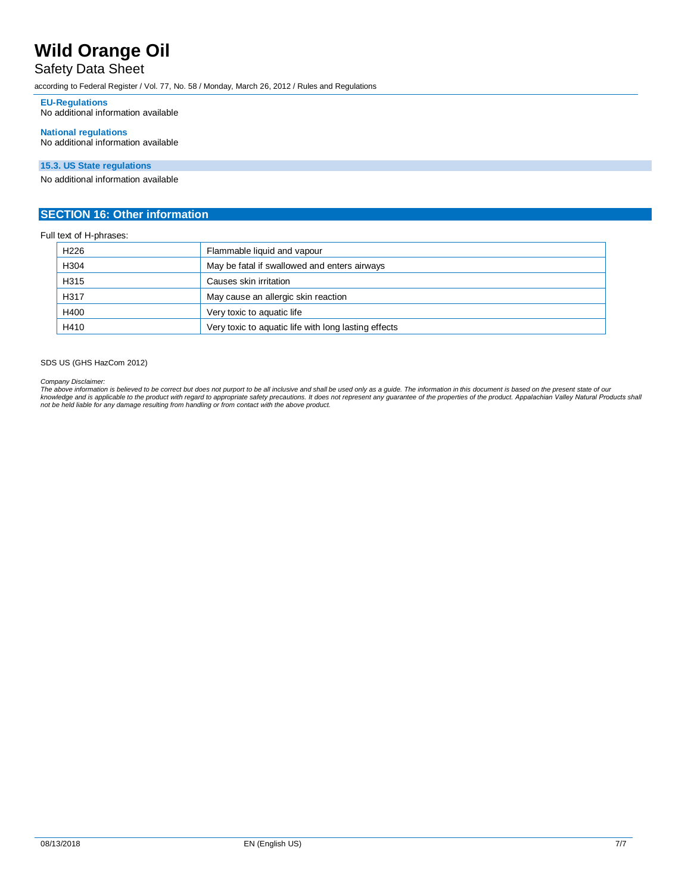#### EU-Regulations

No additional information available

#### National regulations

No additional information available

### 15.3. US State regulations

No additional information available

## SECTION 16: Other information

Full text of H-phrases:

| | |
|---|---|
| H226 | Flammable liquid and vapour |
| H304 | May be fatal if swallowed and enters airways |
| H315 | Causes skin irritation |
| H317 | May cause an allergic skin reaction |
| H400 | Very toxic to aquatic life |
| H410 | Very toxic to aquatic life with long lasting effects |

SDS US (GHS HazCom 2012)

*Company Disclaimer:*
*The above information is believed to be correct but does not purport to be all inclusive and shall be used only as a guide. The information in this document is based on the present state of our knowledge and is applicable to the product with regard to appropriate safety precautions. It does not represent any guarantee of the properties of the product. Appalachian Valley Natural Products shall not be held liable for any damage resulting from handling or from contact with the above product.*